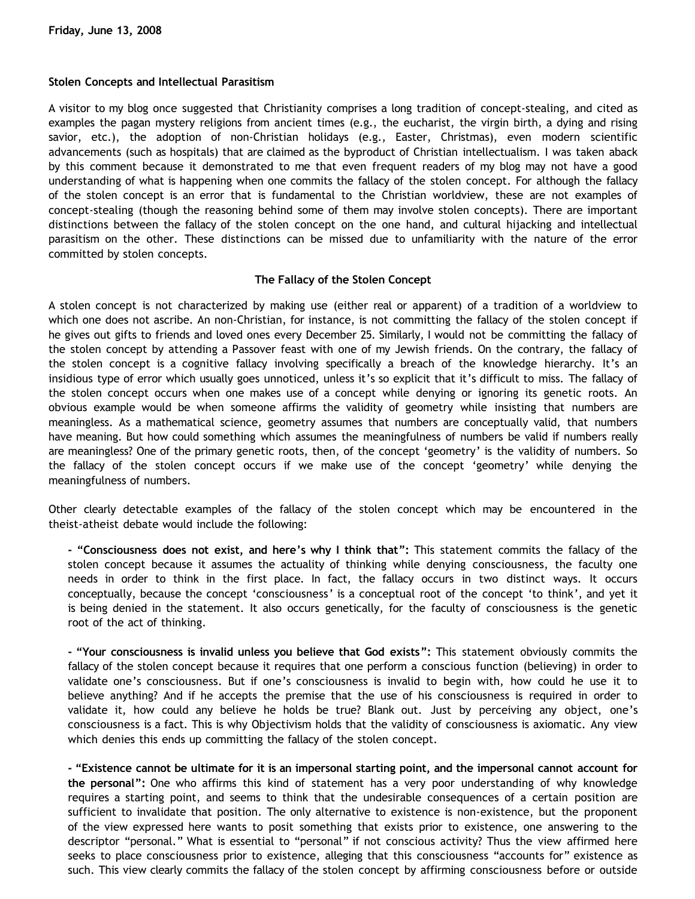**Friday, June 13, 2008**

## Stolen Concepts and Intellectual Parasitism

A visitor to my blog once suggested that Christianity comprises a long tradition of concept-stealing, and cited as examples the pagan mystery religions from ancient times (e.g., the eucharist, the virgin birth, a dying and rising savior, etc.), the adoption of non-Christian holidays (e.g., Easter, Christmas), even modern scientific advancements (such as hospitals) that are claimed as the byproduct of Christian intellectualism. I was taken aback by this comment because it demonstrated to me that even frequent readers of my blog may not have a good understanding of what is happening when one commits the fallacy of the stolen concept. For although the fallacy of the stolen concept is an error that is fundamental to the Christian worldview, these are not examples of concept-stealing (though the reasoning behind some of them may involve stolen concepts). There are important distinctions between the fallacy of the stolen concept on the one hand, and cultural hijacking and intellectual parasitism on the other. These distinctions can be missed due to unfamiliarity with the nature of the error committed by stolen concepts.

### The Fallacy of the Stolen Concept

A stolen concept is not characterized by making use (either real or apparent) of a tradition of a worldview to which one does not ascribe. An non-Christian, for instance, is not committing the fallacy of the stolen concept if he gives out gifts to friends and loved ones every December 25. Similarly, I would not be committing the fallacy of the stolen concept by attending a Passover feast with one of my Jewish friends. On the contrary, the fallacy of the stolen concept is a cognitive fallacy involving specifically a breach of the knowledge hierarchy. It's an insidious type of error which usually goes unnoticed, unless it's so explicit that it's difficult to miss. The fallacy of the stolen concept occurs when one makes use of a concept while denying or ignoring its genetic roots. An obvious example would be when someone affirms the validity of geometry while insisting that numbers are meaningless. As a mathematical science, geometry assumes that numbers are conceptually valid, that numbers have meaning. But how could something which assumes the meaningfulness of numbers be valid if numbers really are meaningless? One of the primary genetic roots, then, of the concept 'geometry' is the validity of numbers. So the fallacy of the stolen concept occurs if we make use of the concept 'geometry' while denying the meaningfulness of numbers.

Other clearly detectable examples of the fallacy of the stolen concept which may be encountered in the theist-atheist debate would include the following:

- **"Consciousness does not exist, and here's why I think that":** This statement commits the fallacy of the stolen concept because it assumes the actuality of thinking while denying consciousness, the faculty one needs in order to think in the first place. In fact, the fallacy occurs in two distinct ways. It occurs conceptually, because the concept 'consciousness' is a conceptual root of the concept 'to think', and yet it is being denied in the statement. It also occurs genetically, for the faculty of consciousness is the genetic root of the act of thinking.

- **"Your consciousness is invalid unless you believe that God exists":** This statement obviously commits the fallacy of the stolen concept because it requires that one perform a conscious function (believing) in order to validate one's consciousness. But if one's consciousness is invalid to begin with, how could he use it to believe anything? And if he accepts the premise that the use of his consciousness is required in order to validate it, how could any believe he holds be true? Blank out. Just by perceiving any object, one's consciousness is a fact. This is why Objectivism holds that the validity of consciousness is axiomatic. Any view which denies this ends up committing the fallacy of the stolen concept.

- **"Existence cannot be ultimate for it is an impersonal starting point, and the impersonal cannot account for the personal":** One who affirms this kind of statement has a very poor understanding of why knowledge requires a starting point, and seems to think that the undesirable consequences of a certain position are sufficient to invalidate that position. The only alternative to existence is non-existence, but the proponent of the view expressed here wants to posit something that exists prior to existence, one answering to the descriptor "personal." What is essential to "personal" if not conscious activity? Thus the view affirmed here seeks to place consciousness prior to existence, alleging that this consciousness "accounts for" existence as such. This view clearly commits the fallacy of the stolen concept by affirming consciousness before or outside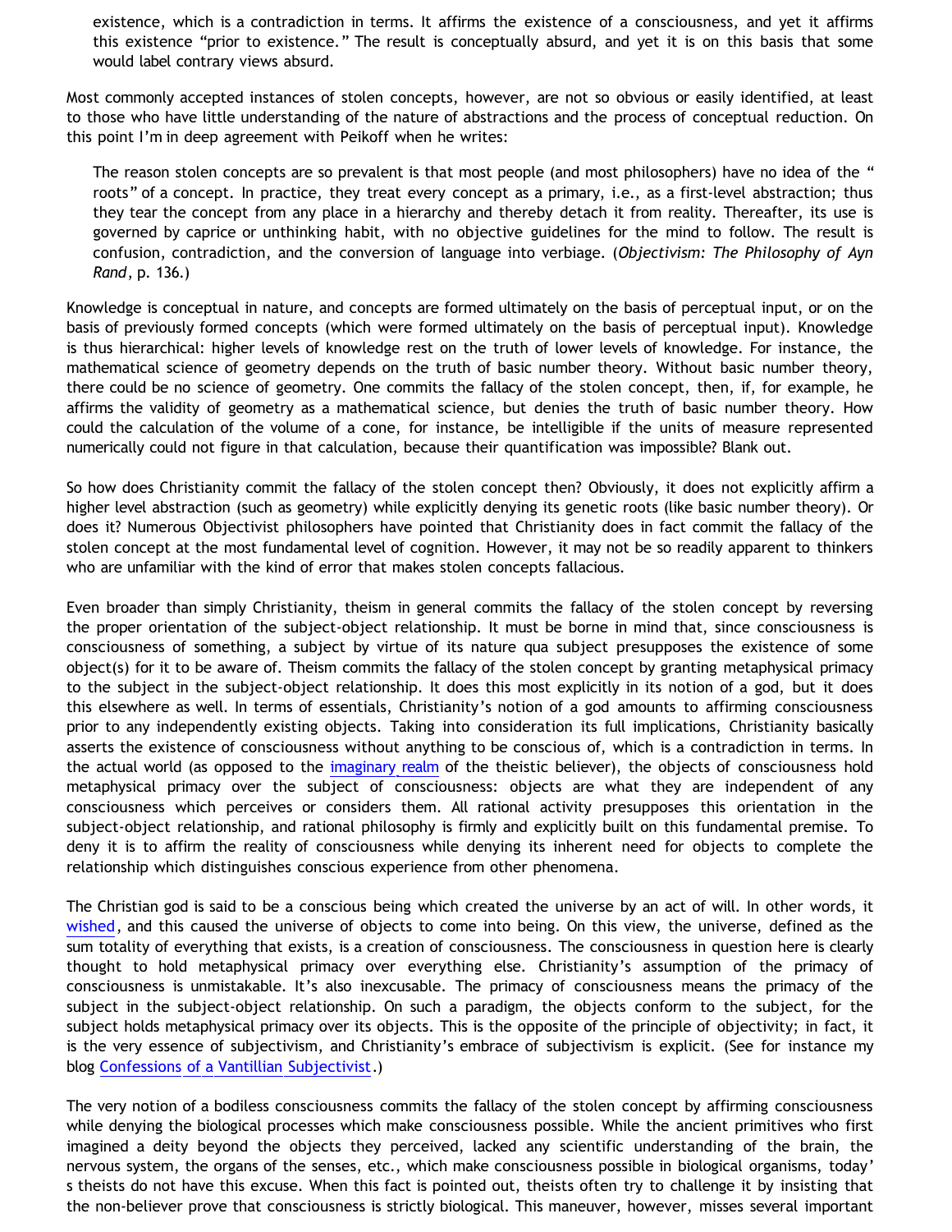> existence, which is a contradiction in terms. It affirms the existence of a consciousness, and yet it affirms this existence "prior to existence." The result is conceptually absurd, and yet it is on this basis that some would label contrary views absurd.

Most commonly accepted instances of stolen concepts, however, are not so obvious or easily identified, at least to those who have little understanding of the nature of abstractions and the process of conceptual reduction. On this point I'm in deep agreement with Peikoff when he writes:

> The reason stolen concepts are so prevalent is that most people (and most philosophers) have no idea of the "roots" of a concept. In practice, they treat every concept as a primary, i.e., as a first-level abstraction; thus they tear the concept from any place in a hierarchy and thereby detach it from reality. Thereafter, its use is governed by caprice or unthinking habit, with no objective guidelines for the mind to follow. The result is confusion, contradiction, and the conversion of language into verbiage. (*Objectivism: The Philosophy of Ayn Rand*, p. 136.)

Knowledge is conceptual in nature, and concepts are formed ultimately on the basis of perceptual input, or on the basis of previously formed concepts (which were formed ultimately on the basis of perceptual input). Knowledge is thus hierarchical: higher levels of knowledge rest on the truth of lower levels of knowledge. For instance, the mathematical science of geometry depends on the truth of basic number theory. Without basic number theory, there could be no science of geometry. One commits the fallacy of the stolen concept, then, if, for example, he affirms the validity of geometry as a mathematical science, but denies the truth of basic number theory. How could the calculation of the volume of a cone, for instance, be intelligible if the units of measure represented numerically could not figure in that calculation, because their quantification was impossible? Blank out.

So how does Christianity commit the fallacy of the stolen concept then? Obviously, it does not explicitly affirm a higher level abstraction (such as geometry) while explicitly denying its genetic roots (like basic number theory). Or does it? Numerous Objectivist philosophers have pointed that Christianity does in fact commit the fallacy of the stolen concept at the most fundamental level of cognition. However, it may not be so readily apparent to thinkers who are unfamiliar with the kind of error that makes stolen concepts fallacious.

Even broader than simply Christianity, theism in general commits the fallacy of the stolen concept by reversing the proper orientation of the subject-object relationship. It must be borne in mind that, since consciousness is consciousness of something, a subject by virtue of its nature qua subject presupposes the existence of some object(s) for it to be aware of. Theism commits the fallacy of the stolen concept by granting metaphysical primacy to the subject in the subject-object relationship. It does this most explicitly in its notion of a god, but it does this elsewhere as well. In terms of essentials, Christianity's notion of a god amounts to affirming consciousness prior to any independently existing objects. Taking into consideration its full implications, Christianity basically asserts the existence of consciousness without anything to be conscious of, which is a contradiction in terms. In the actual world (as opposed to the imaginary realm of the theistic believer), the objects of consciousness hold metaphysical primacy over the subject of consciousness: objects are what they are independent of any consciousness which perceives or considers them. All rational activity presupposes this orientation in the subject-object relationship, and rational philosophy is firmly and explicitly built on this fundamental premise. To deny it is to affirm the reality of consciousness while denying its inherent need for objects to complete the relationship which distinguishes conscious experience from other phenomena.

The Christian god is said to be a conscious being which created the universe by an act of will. In other words, it wished, and this caused the universe of objects to come into being. On this view, the universe, defined as the sum totality of everything that exists, is a creation of consciousness. The consciousness in question here is clearly thought to hold metaphysical primacy over everything else. Christianity's assumption of the primacy of consciousness is unmistakable. It's also inexcusable. The primacy of consciousness means the primacy of the subject in the subject-object relationship. On such a paradigm, the objects conform to the subject, for the subject holds metaphysical primacy over its objects. This is the opposite of the principle of objectivity; in fact, it is the very essence of subjectivism, and Christianity's embrace of subjectivism is explicit. (See for instance my blog Confessions of a Vantillian Subjectivist.)

The very notion of a bodiless consciousness commits the fallacy of the stolen concept by affirming consciousness while denying the biological processes which make consciousness possible. While the ancient primitives who first imagined a deity beyond the objects they perceived, lacked any scientific understanding of the brain, the nervous system, the organs of the senses, etc., which make consciousness possible in biological organisms, today's theists do not have this excuse. When this fact is pointed out, theists often try to challenge it by insisting that the non-believer prove that consciousness is strictly biological. This maneuver, however, misses several important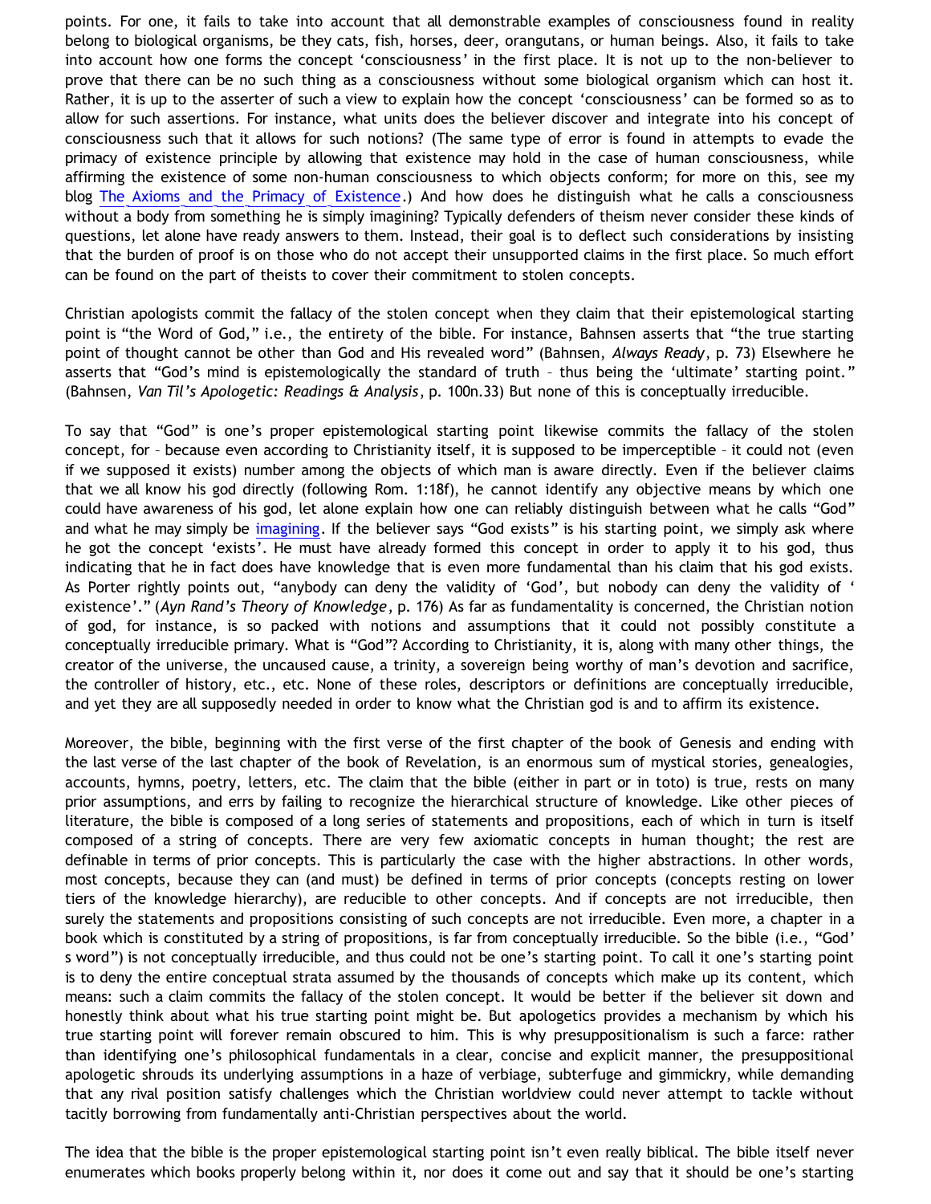points. For one, it fails to take into account that all demonstrable examples of consciousness found in reality belong to biological organisms, be they cats, fish, horses, deer, orangutans, or human beings. Also, it fails to take into account how one forms the concept 'consciousness' in the first place. It is not up to the non-believer to prove that there can be no such thing as a consciousness without some biological organism which can host it. Rather, it is up to the asserter of such a view to explain how the concept 'consciousness' can be formed so as to allow for such assertions. For instance, what units does the believer discover and integrate into his concept of consciousness such that it allows for such notions? (The same type of error is found in attempts to evade the primacy of existence principle by allowing that existence may hold in the case of human consciousness, while affirming the existence of some non-human consciousness to which objects conform; for more on this, see my blog [The Axioms and the Primacy of Existence](#).) And how does he distinguish what he calls a consciousness without a body from something he is simply imagining? Typically defenders of theism never consider these kinds of questions, let alone have ready answers to them. Instead, their goal is to deflect such considerations by insisting that the burden of proof is on those who do not accept their unsupported claims in the first place. So much effort can be found on the part of theists to cover their commitment to stolen concepts.

Christian apologists commit the fallacy of the stolen concept when they claim that their epistemological starting point is "the Word of God," i.e., the entirety of the bible. For instance, Bahnsen asserts that "the true starting point of thought cannot be other than God and His revealed word" (Bahnsen, *Always Ready*, p. 73) Elsewhere he asserts that "God's mind is epistemologically the standard of truth – thus being the 'ultimate' starting point." (Bahnsen, *Van Til's Apologetic: Readings & Analysis*, p. 100n.33) But none of this is conceptually irreducible.

To say that "God" is one's proper epistemological starting point likewise commits the fallacy of the stolen concept, for – because even according to Christianity itself, it is supposed to be imperceptible – it could not (even if we supposed it exists) number among the objects of which man is aware directly. Even if the believer claims that we all know his god directly (following Rom. 1:18f), he cannot identify any objective means by which one could have awareness of his god, let alone explain how one can reliably distinguish between what he calls "God" and what he may simply be [imagining](#). If the believer says "God exists" is his starting point, we simply ask where he got the concept 'exists'. He must have already formed this concept in order to apply it to his god, thus indicating that he in fact does have knowledge that is even more fundamental than his claim that his god exists. As Porter rightly points out, "anybody can deny the validity of 'God', but nobody can deny the validity of 'existence'." (*Ayn Rand's Theory of Knowledge*, p. 176) As far as fundamentality is concerned, the Christian notion of god, for instance, is so packed with notions and assumptions that it could not possibly constitute a conceptually irreducible primary. What is "God"? According to Christianity, it is, along with many other things, the creator of the universe, the uncaused cause, a trinity, a sovereign being worthy of man's devotion and sacrifice, the controller of history, etc., etc. None of these roles, descriptors or definitions are conceptually irreducible, and yet they are all supposedly needed in order to know what the Christian god is and to affirm its existence.

Moreover, the bible, beginning with the first verse of the first chapter of the book of Genesis and ending with the last verse of the last chapter of the book of Revelation, is an enormous sum of mystical stories, genealogies, accounts, hymns, poetry, letters, etc. The claim that the bible (either in part or in toto) is true, rests on many prior assumptions, and errs by failing to recognize the hierarchical structure of knowledge. Like other pieces of literature, the bible is composed of a long series of statements and propositions, each of which in turn is itself composed of a string of concepts. There are very few axiomatic concepts in human thought; the rest are definable in terms of prior concepts. This is particularly the case with the higher abstractions. In other words, most concepts, because they can (and must) be defined in terms of prior concepts (concepts resting on lower tiers of the knowledge hierarchy), are reducible to other concepts. And if concepts are not irreducible, then surely the statements and propositions consisting of such concepts are not irreducible. Even more, a chapter in a book which is constituted by a string of propositions, is far from conceptually irreducible. So the bible (i.e., "God's word") is not conceptually irreducible, and thus could not be one's starting point. To call it one's starting point is to deny the entire conceptual strata assumed by the thousands of concepts which make up its content, which means: such a claim commits the fallacy of the stolen concept. It would be better if the believer sit down and honestly think about what his true starting point might be. But apologetics provides a mechanism by which his true starting point will forever remain obscured to him. This is why presuppositionalism is such a farce: rather than identifying one's philosophical fundamentals in a clear, concise and explicit manner, the presuppositional apologetic shrouds its underlying assumptions in a haze of verbiage, subterfuge and gimmickry, while demanding that any rival position satisfy challenges which the Christian worldview could never attempt to tackle without tacitly borrowing from fundamentally anti-Christian perspectives about the world.

The idea that the bible is the proper epistemological starting point isn't even really biblical. The bible itself never enumerates which books properly belong within it, nor does it come out and say that it should be one's starting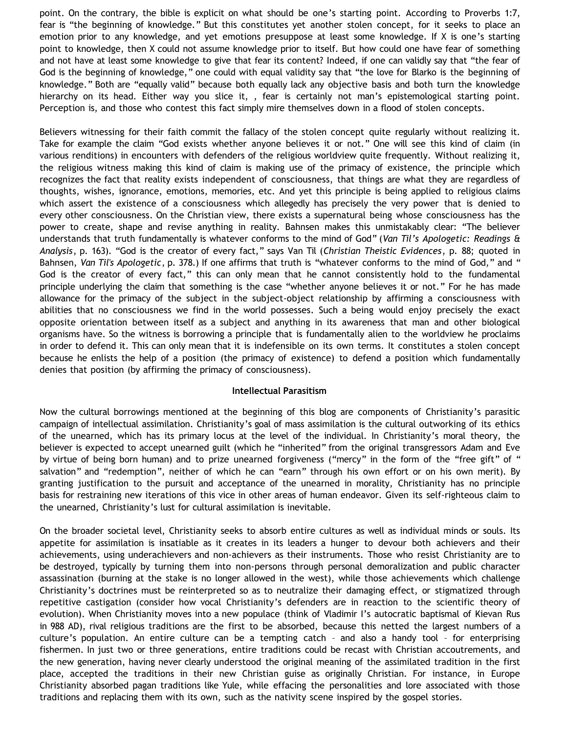point. On the contrary, the bible is explicit on what should be one's starting point. According to Proverbs 1:7, fear is "the beginning of knowledge." But this constitutes yet another stolen concept, for it seeks to place an emotion prior to any knowledge, and yet emotions presuppose at least some knowledge. If X is one's starting point to knowledge, then X could not assume knowledge prior to itself. But how could one have fear of something and not have at least some knowledge to give that fear its content? Indeed, if one can validly say that "the fear of God is the beginning of knowledge," one could with equal validity say that "the love for Blarko is the beginning of knowledge." Both are "equally valid" because both equally lack any objective basis and both turn the knowledge hierarchy on its head. Either way you slice it, , fear is certainly not man's epistemological starting point. Perception is, and those who contest this fact simply mire themselves down in a flood of stolen concepts.

Believers witnessing for their faith commit the fallacy of the stolen concept quite regularly without realizing it. Take for example the claim "God exists whether anyone believes it or not." One will see this kind of claim (in various renditions) in encounters with defenders of the religious worldview quite frequently. Without realizing it, the religious witness making this kind of claim is making use of the primacy of existence, the principle which recognizes the fact that reality exists independent of consciousness, that things are what they are regardless of thoughts, wishes, ignorance, emotions, memories, etc. And yet this principle is being applied to religious claims which assert the existence of a consciousness which allegedly has precisely the very power that is denied to every other consciousness. On the Christian view, there exists a supernatural being whose consciousness has the power to create, shape and revise anything in reality. Bahnsen makes this unmistakably clear: "The believer understands that truth fundamentally is whatever conforms to the mind of God" (*Van Til's Apologetic: Readings & Analysis*, p. 163). "God is the creator of every fact," says Van Til (*Christian Theistic Evidences*, p. 88; quoted in Bahnsen, *Van Til's Apologetic*, p. 378.) If one affirms that truth is "whatever conforms to the mind of God," and " God is the creator of every fact," this can only mean that he cannot consistently hold to the fundamental principle underlying the claim that something is the case "whether anyone believes it or not." For he has made allowance for the primacy of the subject in the subject-object relationship by affirming a consciousness with abilities that no consciousness we find in the world possesses. Such a being would enjoy precisely the exact opposite orientation between itself as a subject and anything in its awareness that man and other biological organisms have. So the witness is borrowing a principle that is fundamentally alien to the worldview he proclaims in order to defend it. This can only mean that it is indefensible on its own terms. It constitutes a stolen concept because he enlists the help of a position (the primacy of existence) to defend a position which fundamentally denies that position (by affirming the primacy of consciousness).

**Intellectual Parasitism**

Now the cultural borrowings mentioned at the beginning of this blog are components of Christianity's parasitic campaign of intellectual assimilation. Christianity's goal of mass assimilation is the cultural outworking of its ethics of the unearned, which has its primary locus at the level of the individual. In Christianity's moral theory, the believer is expected to accept unearned guilt (which he "inherited" from the original transgressors Adam and Eve by virtue of being born human) and to prize unearned forgiveness ("mercy" in the form of the "free gift" of " salvation" and "redemption", neither of which he can "earn" through his own effort or on his own merit). By granting justification to the pursuit and acceptance of the unearned in morality, Christianity has no principle basis for restraining new iterations of this vice in other areas of human endeavor. Given its self-righteous claim to the unearned, Christianity's lust for cultural assimilation is inevitable.

On the broader societal level, Christianity seeks to absorb entire cultures as well as individual minds or souls. Its appetite for assimilation is insatiable as it creates in its leaders a hunger to devour both achievers and their achievements, using underachievers and non-achievers as their instruments. Those who resist Christianity are to be destroyed, typically by turning them into non-persons through personal demoralization and public character assassination (burning at the stake is no longer allowed in the west), while those achievements which challenge Christianity's doctrines must be reinterpreted so as to neutralize their damaging effect, or stigmatized through repetitive castigation (consider how vocal Christianity's defenders are in reaction to the scientific theory of evolution). When Christianity moves into a new populace (think of Vladimir I's autocratic baptismal of Kievan Rus in 988 AD), rival religious traditions are the first to be absorbed, because this netted the largest numbers of a culture's population. An entire culture can be a tempting catch – and also a handy tool – for enterprising fishermen. In just two or three generations, entire traditions could be recast with Christian accoutrements, and the new generation, having never clearly understood the original meaning of the assimilated tradition in the first place, accepted the traditions in their new Christian guise as originally Christian. For instance, in Europe Christianity absorbed pagan traditions like Yule, while effacing the personalities and lore associated with those traditions and replacing them with its own, such as the nativity scene inspired by the gospel stories.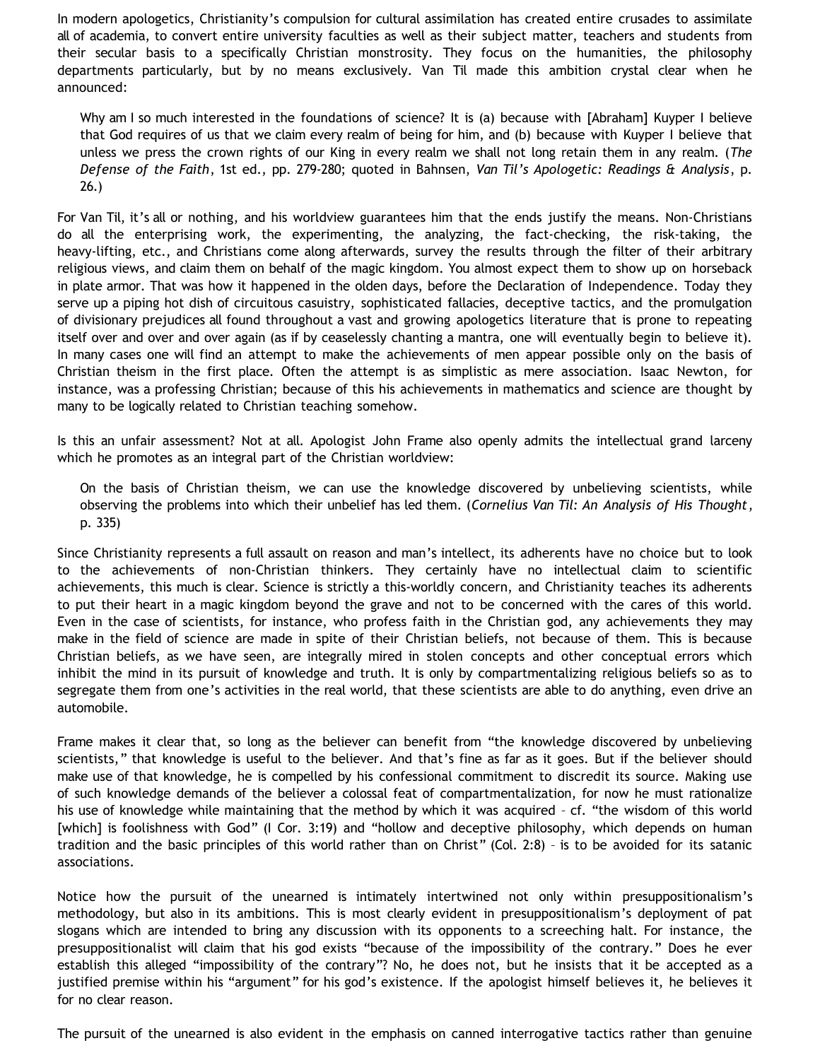In modern apologetics, Christianity's compulsion for cultural assimilation has created entire crusades to assimilate all of academia, to convert entire university faculties as well as their subject matter, teachers and students from their secular basis to a specifically Christian monstrosity. They focus on the humanities, the philosophy departments particularly, but by no means exclusively. Van Til made this ambition crystal clear when he announced:

> Why am I so much interested in the foundations of science? It is (a) because with [Abraham] Kuyper I believe that God requires of us that we claim every realm of being for him, and (b) because with Kuyper I believe that unless we press the crown rights of our King in every realm we shall not long retain them in any realm. (*The Defense of the Faith*, 1st ed., pp. 279-280; quoted in Bahnsen, *Van Til's Apologetic: Readings & Analysis*, p. 26.)

For Van Til, it's all or nothing, and his worldview guarantees him that the ends justify the means. Non-Christians do all the enterprising work, the experimenting, the analyzing, the fact-checking, the risk-taking, the heavy-lifting, etc., and Christians come along afterwards, survey the results through the filter of their arbitrary religious views, and claim them on behalf of the magic kingdom. You almost expect them to show up on horseback in plate armor. That was how it happened in the olden days, before the Declaration of Independence. Today they serve up a piping hot dish of circuitous casuistry, sophisticated fallacies, deceptive tactics, and the promulgation of divisionary prejudices all found throughout a vast and growing apologetics literature that is prone to repeating itself over and over and over again (as if by ceaselessly chanting a mantra, one will eventually begin to believe it). In many cases one will find an attempt to make the achievements of men appear possible only on the basis of Christian theism in the first place. Often the attempt is as simplistic as mere association. Isaac Newton, for instance, was a professing Christian; because of this his achievements in mathematics and science are thought by many to be logically related to Christian teaching somehow.

Is this an unfair assessment? Not at all. Apologist John Frame also openly admits the intellectual grand larceny which he promotes as an integral part of the Christian worldview:

> On the basis of Christian theism, we can use the knowledge discovered by unbelieving scientists, while observing the problems into which their unbelief has led them. (*Cornelius Van Til: An Analysis of His Thought*, p. 335)

Since Christianity represents a full assault on reason and man's intellect, its adherents have no choice but to look to the achievements of non-Christian thinkers. They certainly have no intellectual claim to scientific achievements, this much is clear. Science is strictly a this-worldly concern, and Christianity teaches its adherents to put their heart in a magic kingdom beyond the grave and not to be concerned with the cares of this world. Even in the case of scientists, for instance, who profess faith in the Christian god, any achievements they may make in the field of science are made in spite of their Christian beliefs, not because of them. This is because Christian beliefs, as we have seen, are integrally mired in stolen concepts and other conceptual errors which inhibit the mind in its pursuit of knowledge and truth. It is only by compartmentalizing religious beliefs so as to segregate them from one's activities in the real world, that these scientists are able to do anything, even drive an automobile.

Frame makes it clear that, so long as the believer can benefit from "the knowledge discovered by unbelieving scientists," that knowledge is useful to the believer. And that's fine as far as it goes. But if the believer should make use of that knowledge, he is compelled by his confessional commitment to discredit its source. Making use of such knowledge demands of the believer a colossal feat of compartmentalization, for now he must rationalize his use of knowledge while maintaining that the method by which it was acquired – cf. "the wisdom of this world [which] is foolishness with God" (I Cor. 3:19) and "hollow and deceptive philosophy, which depends on human tradition and the basic principles of this world rather than on Christ" (Col. 2:8) – is to be avoided for its satanic associations.

Notice how the pursuit of the unearned is intimately intertwined not only within presuppositionalism's methodology, but also in its ambitions. This is most clearly evident in presuppositionalism's deployment of pat slogans which are intended to bring any discussion with its opponents to a screeching halt. For instance, the presuppositionalist will claim that his god exists "because of the impossibility of the contrary." Does he ever establish this alleged "impossibility of the contrary"? No, he does not, but he insists that it be accepted as a justified premise within his "argument" for his god's existence. If the apologist himself believes it, he believes it for no clear reason.

The pursuit of the unearned is also evident in the emphasis on canned interrogative tactics rather than genuine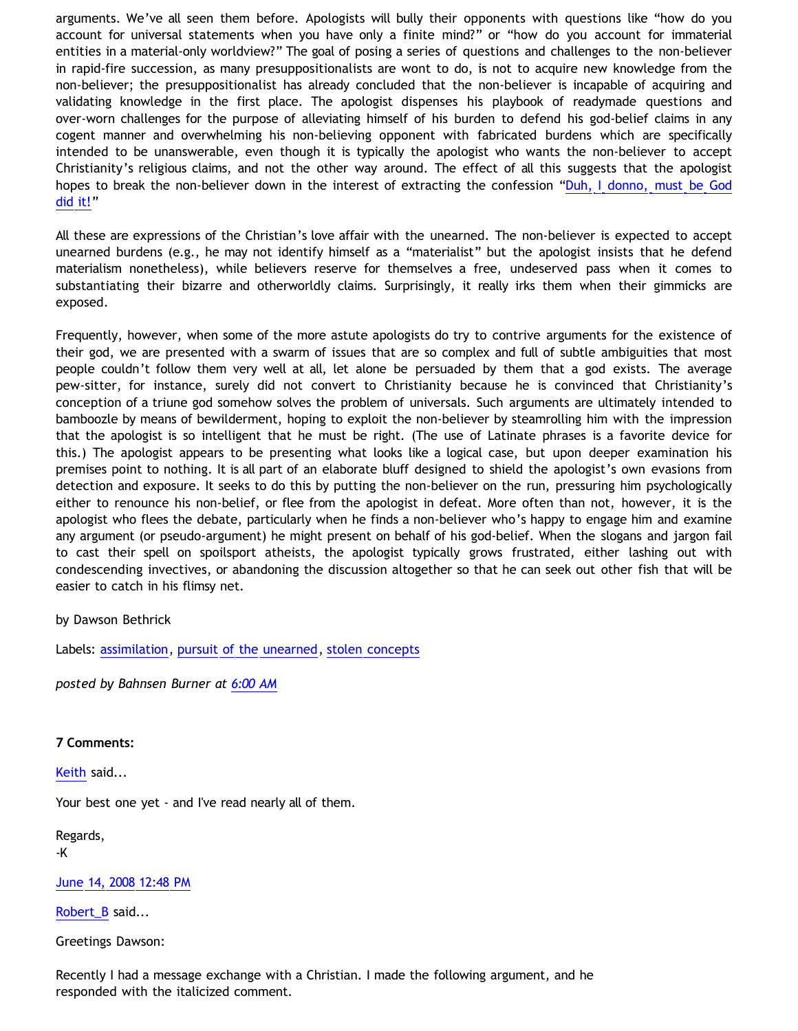arguments. We've all seen them before. Apologists will bully their opponents with questions like "how do you account for universal statements when you have only a finite mind?" or "how do you account for immaterial entities in a material-only worldview?" The goal of posing a series of questions and challenges to the non-believer in rapid-fire succession, as many presuppositionalists are wont to do, is not to acquire new knowledge from the non-believer; the presuppositionalist has already concluded that the non-believer is incapable of acquiring and validating knowledge in the first place. The apologist dispenses his playbook of readymade questions and over-worn challenges for the purpose of alleviating himself of his burden to defend his god-belief claims in any cogent manner and overwhelming his non-believing opponent with fabricated burdens which are specifically intended to be unanswerable, even though it is typically the apologist who wants the non-believer to accept Christianity's religious claims, and not the other way around. The effect of all this suggests that the apologist hopes to break the non-believer down in the interest of extracting the confession "Duh, I donno, must be God did it!"

All these are expressions of the Christian's love affair with the unearned. The non-believer is expected to accept unearned burdens (e.g., he may not identify himself as a "materialist" but the apologist insists that he defend materialism nonetheless), while believers reserve for themselves a free, undeserved pass when it comes to substantiating their bizarre and otherworldly claims. Surprisingly, it really irks them when their gimmicks are exposed.

Frequently, however, when some of the more astute apologists do try to contrive arguments for the existence of their god, we are presented with a swarm of issues that are so complex and full of subtle ambiguities that most people couldn't follow them very well at all, let alone be persuaded by them that a god exists. The average pew-sitter, for instance, surely did not convert to Christianity because he is convinced that Christianity's conception of a triune god somehow solves the problem of universals. Such arguments are ultimately intended to bamboozle by means of bewilderment, hoping to exploit the non-believer by steamrolling him with the impression that the apologist is so intelligent that he must be right. (The use of Latinate phrases is a favorite device for this.) The apologist appears to be presenting what looks like a logical case, but upon deeper examination his premises point to nothing. It is all part of an elaborate bluff designed to shield the apologist's own evasions from detection and exposure. It seeks to do this by putting the non-believer on the run, pressuring him psychologically either to renounce his non-belief, or flee from the apologist in defeat. More often than not, however, it is the apologist who flees the debate, particularly when he finds a non-believer who's happy to engage him and examine any argument (or pseudo-argument) he might present on behalf of his god-belief. When the slogans and jargon fail to cast their spell on spoilsport atheists, the apologist typically grows frustrated, either lashing out with condescending invectives, or abandoning the discussion altogether so that he can seek out other fish that will be easier to catch in his flimsy net.

by Dawson Bethrick

Labels: assimilation, pursuit of the unearned, stolen concepts

*posted by Bahnsen Burner at 6:00 AM*

**7 Comments:**

Keith said...

Your best one yet - and I've read nearly all of them.

Regards,
-K

June 14, 2008 12:48 PM

Robert_B said...

Greetings Dawson:

Recently I had a message exchange with a Christian. I made the following argument, and he responded with the italicized comment.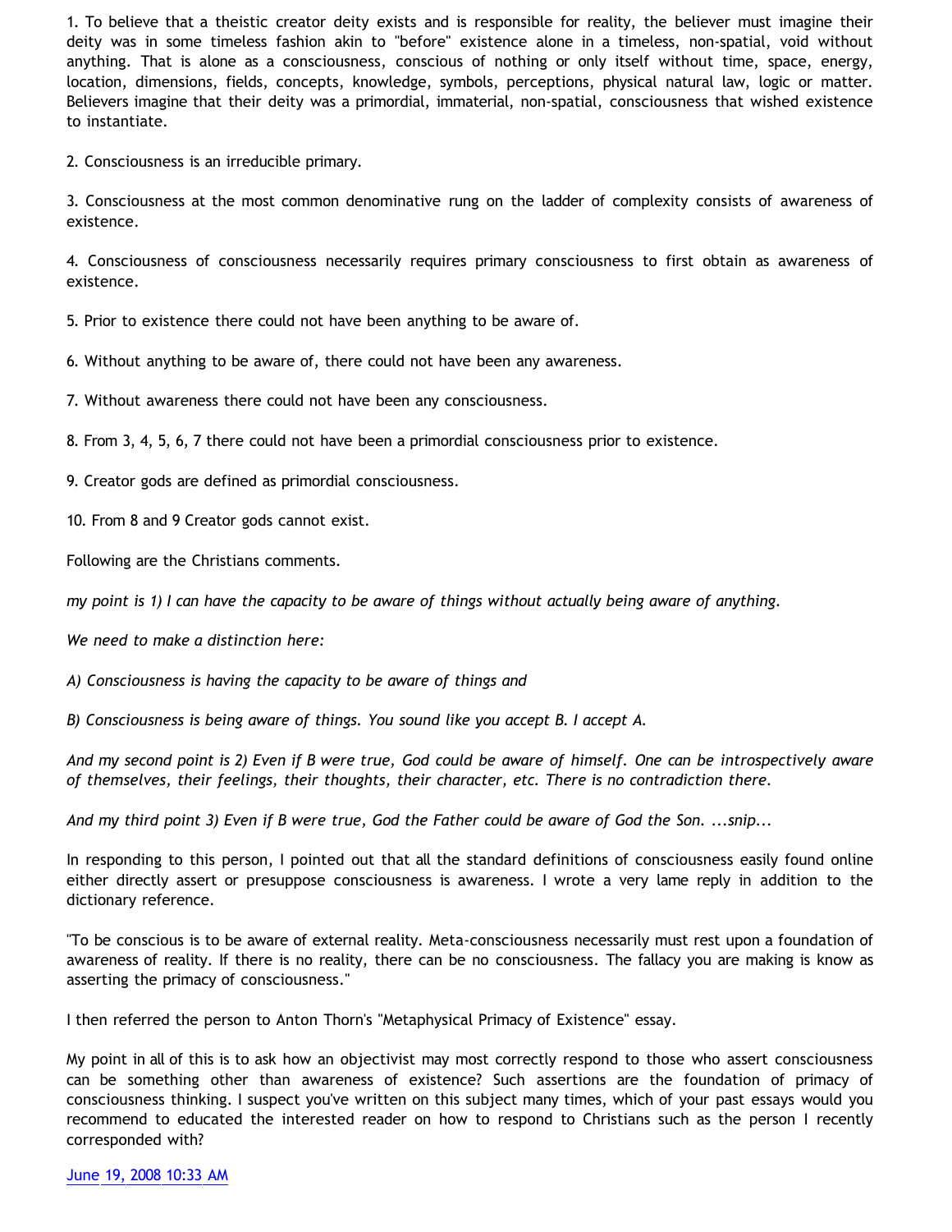1. To believe that a theistic creator deity exists and is responsible for reality, the believer must imagine their deity was in some timeless fashion akin to "before" existence alone in a timeless, non-spatial, void without anything. That is alone as a consciousness, conscious of nothing or only itself without time, space, energy, location, dimensions, fields, concepts, knowledge, symbols, perceptions, physical natural law, logic or matter. Believers imagine that their deity was a primordial, immaterial, non-spatial, consciousness that wished existence to instantiate.

2. Consciousness is an irreducible primary.

3. Consciousness at the most common denominative rung on the ladder of complexity consists of awareness of existence.

4. Consciousness of consciousness necessarily requires primary consciousness to first obtain as awareness of existence.

5. Prior to existence there could not have been anything to be aware of.

6. Without anything to be aware of, there could not have been any awareness.

7. Without awareness there could not have been any consciousness.

8. From 3, 4, 5, 6, 7 there could not have been a primordial consciousness prior to existence.

9. Creator gods are defined as primordial consciousness.

10. From 8 and 9 Creator gods cannot exist.

Following are the Christians comments.

*my point is 1) I can have the capacity to be aware of things without actually being aware of anything.*

*We need to make a distinction here:*

*A) Consciousness is having the capacity to be aware of things and*

*B) Consciousness is being aware of things. You sound like you accept B. I accept A.*

*And my second point is 2) Even if B were true, God could be aware of himself. One can be introspectively aware of themselves, their feelings, their thoughts, their character, etc. There is no contradiction there.*

*And my third point 3) Even if B were true, God the Father could be aware of God the Son. ...snip...*

In responding to this person, I pointed out that all the standard definitions of consciousness easily found online either directly assert or presuppose consciousness is awareness. I wrote a very lame reply in addition to the dictionary reference.

"To be conscious is to be aware of external reality. Meta-consciousness necessarily must rest upon a foundation of awareness of reality. If there is no reality, there can be no consciousness. The fallacy you are making is know as asserting the primacy of consciousness."

I then referred the person to Anton Thorn's "Metaphysical Primacy of Existence" essay.

My point in all of this is to ask how an objectivist may most correctly respond to those who assert consciousness can be something other than awareness of existence? Such assertions are the foundation of primacy of consciousness thinking. I suspect you've written on this subject many times, which of your past essays would you recommend to educated the interested reader on how to respond to Christians such as the person I recently corresponded with?

June 19, 2008 10:33 AM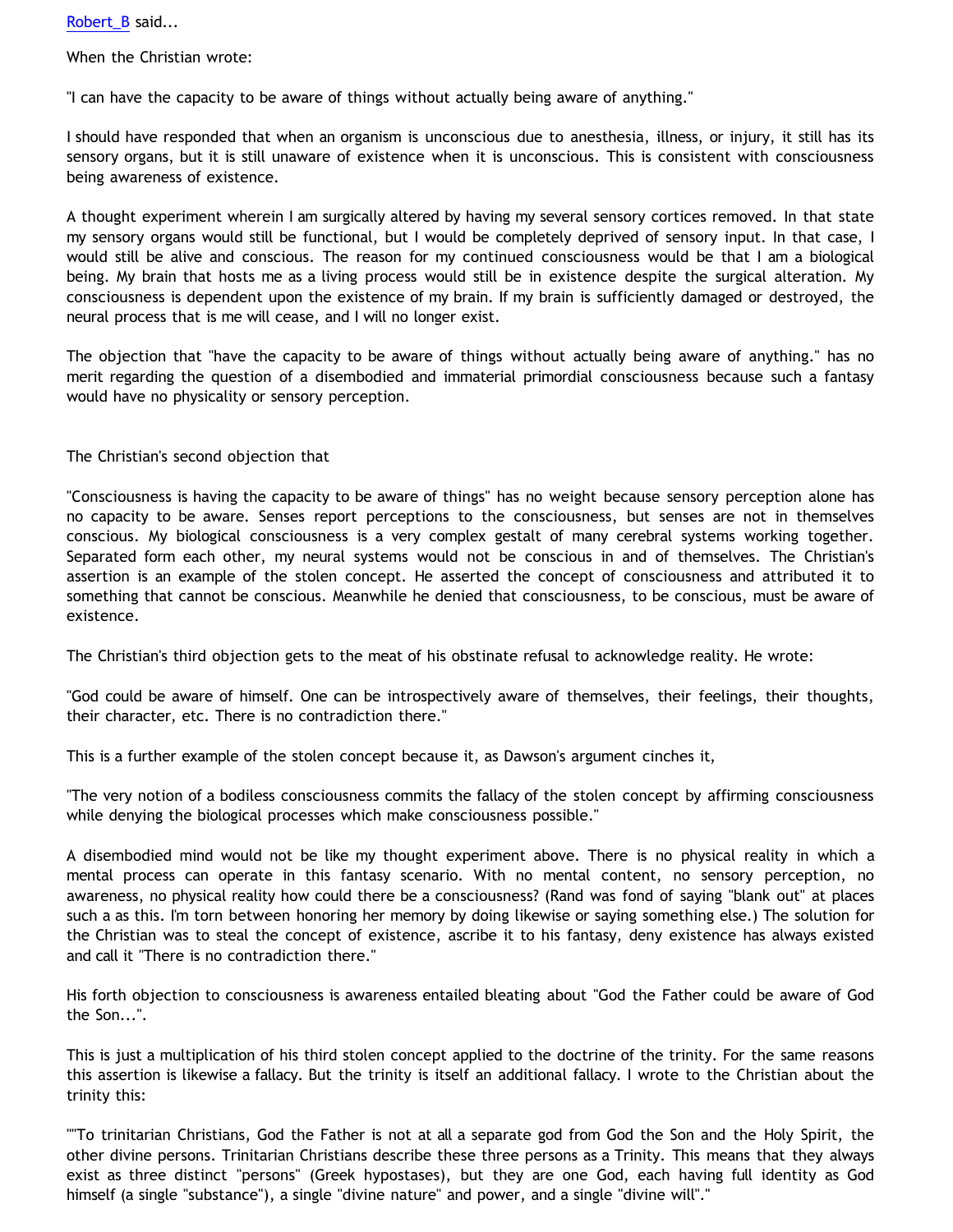Robert_B said...

When the Christian wrote:

"I can have the capacity to be aware of things without actually being aware of anything."

I should have responded that when an organism is unconscious due to anesthesia, illness, or injury, it still has its sensory organs, but it is still unaware of existence when it is unconscious. This is consistent with consciousness being awareness of existence.

A thought experiment wherein I am surgically altered by having my several sensory cortices removed. In that state my sensory organs would still be functional, but I would be completely deprived of sensory input. In that case, I would still be alive and conscious. The reason for my continued consciousness would be that I am a biological being. My brain that hosts me as a living process would still be in existence despite the surgical alteration. My consciousness is dependent upon the existence of my brain. If my brain is sufficiently damaged or destroyed, the neural process that is me will cease, and I will no longer exist.

The objection that "have the capacity to be aware of things without actually being aware of anything." has no merit regarding the question of a disembodied and immaterial primordial consciousness because such a fantasy would have no physicality or sensory perception.

The Christian's second objection that

"Consciousness is having the capacity to be aware of things" has no weight because sensory perception alone has no capacity to be aware. Senses report perceptions to the consciousness, but senses are not in themselves conscious. My biological consciousness is a very complex gestalt of many cerebral systems working together. Separated form each other, my neural systems would not be conscious in and of themselves. The Christian's assertion is an example of the stolen concept. He asserted the concept of consciousness and attributed it to something that cannot be conscious. Meanwhile he denied that consciousness, to be conscious, must be aware of existence.

The Christian's third objection gets to the meat of his obstinate refusal to acknowledge reality. He wrote:

"God could be aware of himself. One can be introspectively aware of themselves, their feelings, their thoughts, their character, etc. There is no contradiction there."

This is a further example of the stolen concept because it, as Dawson's argument cinches it,

"The very notion of a bodiless consciousness commits the fallacy of the stolen concept by affirming consciousness while denying the biological processes which make consciousness possible."

A disembodied mind would not be like my thought experiment above. There is no physical reality in which a mental process can operate in this fantasy scenario. With no mental content, no sensory perception, no awareness, no physical reality how could there be a consciousness? (Rand was fond of saying "blank out" at places such a as this. I'm torn between honoring her memory by doing likewise or saying something else.) The solution for the Christian was to steal the concept of existence, ascribe it to his fantasy, deny existence has always existed and call it "There is no contradiction there."

His forth objection to consciousness is awareness entailed bleating about "God the Father could be aware of God the Son...".

This is just a multiplication of his third stolen concept applied to the doctrine of the trinity. For the same reasons this assertion is likewise a fallacy. But the trinity is itself an additional fallacy. I wrote to the Christian about the trinity this:

""To trinitarian Christians, God the Father is not at all a separate god from God the Son and the Holy Spirit, the other divine persons. Trinitarian Christians describe these three persons as a Trinity. This means that they always exist as three distinct "persons" (Greek hypostases), but they are one God, each having full identity as God himself (a single "substance"), a single "divine nature" and power, and a single "divine will"."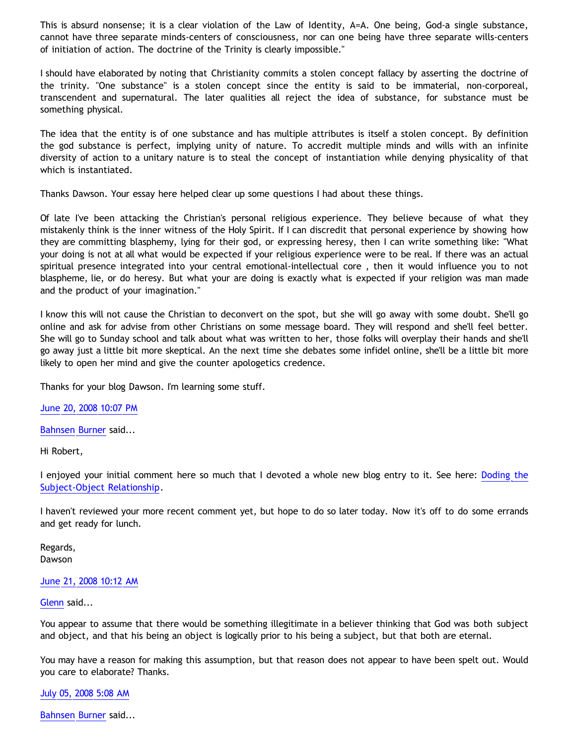This is absurd nonsense; it is a clear violation of the Law of Identity, A=A. One being, God-a single substance, cannot have three separate minds-centers of consciousness, nor can one being have three separate wills-centers of initiation of action. The doctrine of the Trinity is clearly impossible."

I should have elaborated by noting that Christianity commits a stolen concept fallacy by asserting the doctrine of the trinity. "One substance" is a stolen concept since the entity is said to be immaterial, non-corporeal, transcendent and supernatural. The later qualities all reject the idea of substance, for substance must be something physical.

The idea that the entity is of one substance and has multiple attributes is itself a stolen concept. By definition the god substance is perfect, implying unity of nature. To accredit multiple minds and wills with an infinite diversity of action to a unitary nature is to steal the concept of instantiation while denying physicality of that which is instantiated.

Thanks Dawson. Your essay here helped clear up some questions I had about these things.

Of late I've been attacking the Christian's personal religious experience. They believe because of what they mistakenly think is the inner witness of the Holy Spirit. If I can discredit that personal experience by showing how they are committing blasphemy, lying for their god, or expressing heresy, then I can write something like: "What your doing is not at all what would be expected if your religious experience were to be real. If there was an actual spiritual presence integrated into your central emotional-intellectual core , then it would influence you to not blaspheme, lie, or do heresy. But what your are doing is exactly what is expected if your religion was man made and the product of your imagination."

I know this will not cause the Christian to deconvert on the spot, but she will go away with some doubt. She'll go online and ask for advise from other Christians on some message board. They will respond and she'll feel better. She will go to Sunday school and talk about what was written to her, those folks will overplay their hands and she'll go away just a little bit more skeptical. An the next time she debates some infidel online, she'll be a little bit more likely to open her mind and give the counter apologetics credence.

Thanks for your blog Dawson. I'm learning some stuff.

June 20, 2008 10:07 PM

Bahnsen Burner said...

Hi Robert,

I enjoyed your initial comment here so much that I devoted a whole new blog entry to it. See here: Doding the Subject-Object Relationship.

I haven't reviewed your more recent comment yet, but hope to do so later today. Now it's off to do some errands and get ready for lunch.

Regards,
Dawson

June 21, 2008 10:12 AM

Glenn said...

You appear to assume that there would be something illegitimate in a believer thinking that God was both subject and object, and that his being an object is logically prior to his being a subject, but that both are eternal.

You may have a reason for making this assumption, but that reason does not appear to have been spelt out. Would you care to elaborate? Thanks.

July 05, 2008 5:08 AM

Bahnsen Burner said...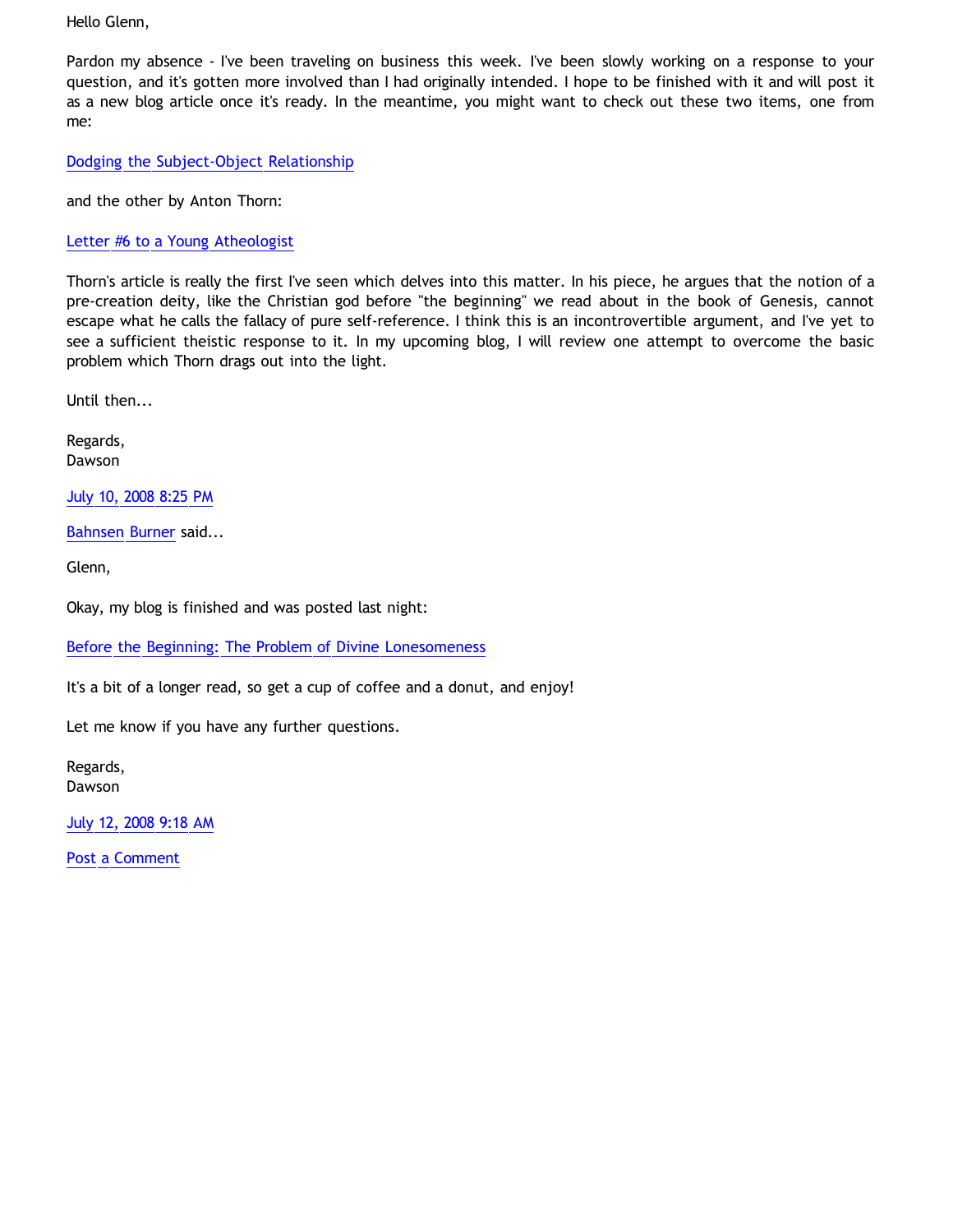Hello Glenn,

Pardon my absence - I've been traveling on business this week. I've been slowly working on a response to your question, and it's gotten more involved than I had originally intended. I hope to be finished with it and will post it as a new blog article once it's ready. In the meantime, you might want to check out these two items, one from me:

[Dodging the Subject-Object Relationship]

and the other by Anton Thorn:

[Letter #6 to a Young Atheologist]

Thorn's article is really the first I've seen which delves into this matter. In his piece, he argues that the notion of a pre-creation deity, like the Christian god before "the beginning" we read about in the book of Genesis, cannot escape what he calls the fallacy of pure self-reference. I think this is an incontrovertible argument, and I've yet to see a sufficient theistic response to it. In my upcoming blog, I will review one attempt to overcome the basic problem which Thorn drags out into the light.

Until then...

Regards,
Dawson

July 10, 2008 8:25 PM

Bahnsen Burner said...

Glenn,

Okay, my blog is finished and was posted last night:

[Before the Beginning: The Problem of Divine Lonesomeness]

It's a bit of a longer read, so get a cup of coffee and a donut, and enjoy!

Let me know if you have any further questions.

Regards,
Dawson

July 12, 2008 9:18 AM

Post a Comment